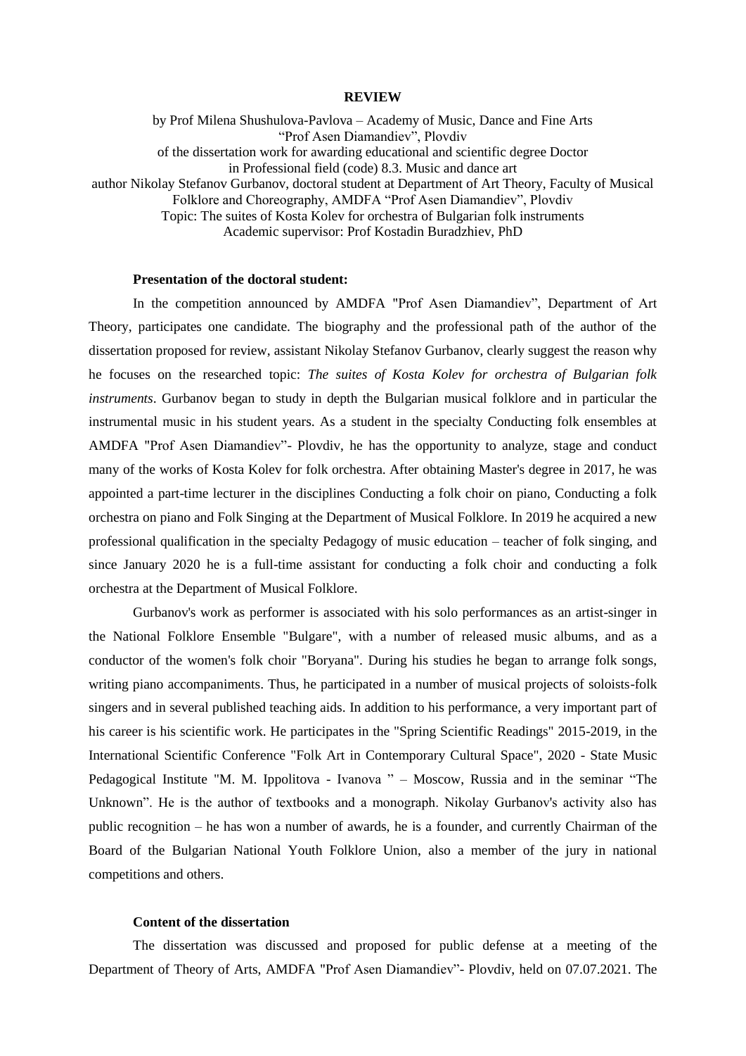# REVIEW

by Prof Milena Shushulova-Pavlova – Academy of Music, Dance and Fine Arts "Prof Asen Diamandiev", Plovdiv
of the dissertation work for awarding educational and scientific degree Doctor in Professional field (code) 8.3. Music and dance art
author Nikolay Stefanov Gurbanov, doctoral student at Department of Art Theory, Faculty of Musical Folklore and Choreography, AMDFA "Prof Asen Diamandiev", Plovdiv
Topic: The suites of Kosta Kolev for orchestra of Bulgarian folk instruments
Academic supervisor: Prof Kostadin Buradzhiev, PhD

**Presentation of the doctoral student:**

In the competition announced by AMDFA "Prof Asen Diamandiev", Department of Art Theory, participates one candidate. The biography and the professional path of the author of the dissertation proposed for review, assistant Nikolay Stefanov Gurbanov, clearly suggest the reason why he focuses on the researched topic: *The suites of Kosta Kolev for orchestra of Bulgarian folk instruments*. Gurbanov began to study in depth the Bulgarian musical folklore and in particular the instrumental music in his student years. As a student in the specialty Conducting folk ensembles at AMDFA "Prof Asen Diamandiev"- Plovdiv, he has the opportunity to analyze, stage and conduct many of the works of Kosta Kolev for folk orchestra. After obtaining Master's degree in 2017, he was appointed a part-time lecturer in the disciplines Conducting a folk choir on piano, Conducting a folk orchestra on piano and Folk Singing at the Department of Musical Folklore. In 2019 he acquired a new professional qualification in the specialty Pedagogy of music education – teacher of folk singing, and since January 2020 he is a full-time assistant for conducting a folk choir and conducting a folk orchestra at the Department of Musical Folklore.

Gurbanov's work as performer is associated with his solo performances as an artist-singer in the National Folklore Ensemble "Bulgare", with a number of released music albums, and as a conductor of the women's folk choir "Boryana". During his studies he began to arrange folk songs, writing piano accompaniments. Thus, he participated in a number of musical projects of soloists-folk singers and in several published teaching aids. In addition to his performance, a very important part of his career is his scientific work. He participates in the "Spring Scientific Readings" 2015-2019, in the International Scientific Conference "Folk Art in Contemporary Cultural Space", 2020 - State Music Pedagogical Institute "M. M. Ippolitova - Ivanova " – Moscow, Russia and in the seminar "The Unknown". He is the author of textbooks and a monograph. Nikolay Gurbanov's activity also has public recognition – he has won a number of awards, he is a founder, and currently Chairman of the Board of the Bulgarian National Youth Folklore Union, also a member of the jury in national competitions and others.

**Content of the dissertation**

The dissertation was discussed and proposed for public defense at a meeting of the Department of Theory of Arts, AMDFA "Prof Asen Diamandiev"- Plovdiv, held on 07.07.2021. The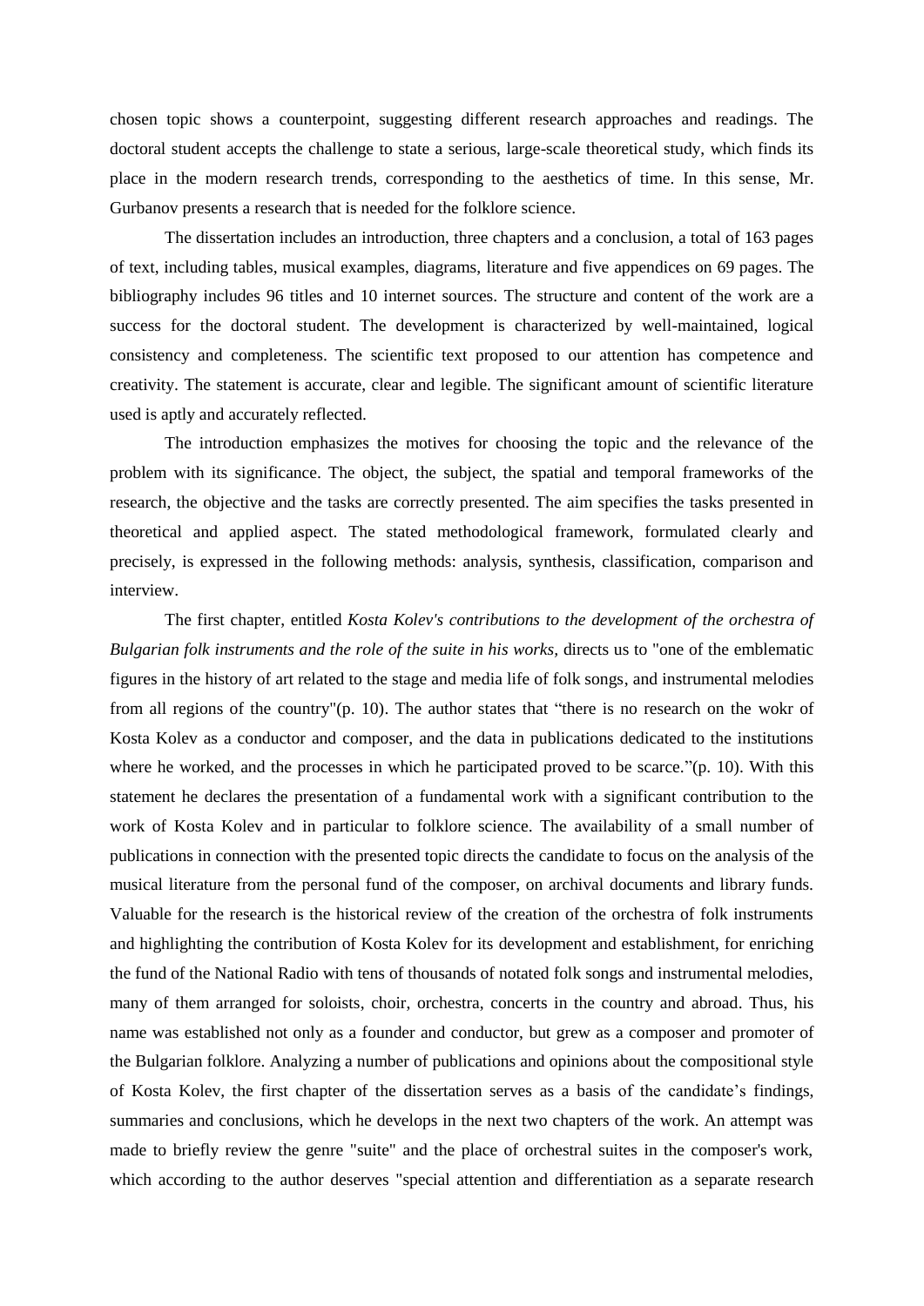chosen topic shows a counterpoint, suggesting different research approaches and readings. The doctoral student accepts the challenge to state a serious, large-scale theoretical study, which finds its place in the modern research trends, corresponding to the aesthetics of time. In this sense, Mr. Gurbanov presents a research that is needed for the folklore science.

The dissertation includes an introduction, three chapters and a conclusion, a total of 163 pages of text, including tables, musical examples, diagrams, literature and five appendices on 69 pages. The bibliography includes 96 titles and 10 internet sources. The structure and content of the work are a success for the doctoral student. The development is characterized by well-maintained, logical consistency and completeness. The scientific text proposed to our attention has competence and creativity. The statement is accurate, clear and legible. The significant amount of scientific literature used is aptly and accurately reflected.

The introduction emphasizes the motives for choosing the topic and the relevance of the problem with its significance. The object, the subject, the spatial and temporal frameworks of the research, the objective and the tasks are correctly presented. The aim specifies the tasks presented in theoretical and applied aspect. The stated methodological framework, formulated clearly and precisely, is expressed in the following methods: analysis, synthesis, classification, comparison and interview.

The first chapter, entitled *Kosta Kolev's contributions to the development of the orchestra of Bulgarian folk instruments and the role of the suite in his works,* directs us to "one of the emblematic figures in the history of art related to the stage and media life of folk songs, and instrumental melodies from all regions of the country"(p. 10). The author states that "there is no research on the wokr of Kosta Kolev as a conductor and composer, and the data in publications dedicated to the institutions where he worked, and the processes in which he participated proved to be scarce."(p. 10). With this statement he declares the presentation of a fundamental work with a significant contribution to the work of Kosta Kolev and in particular to folklore science. The availability of a small number of publications in connection with the presented topic directs the candidate to focus on the analysis of the musical literature from the personal fund of the composer, on archival documents and library funds. Valuable for the research is the historical review of the creation of the orchestra of folk instruments and highlighting the contribution of Kosta Kolev for its development and establishment, for enriching the fund of the National Radio with tens of thousands of notated folk songs and instrumental melodies, many of them arranged for soloists, choir, orchestra, concerts in the country and abroad. Thus, his name was established not only as a founder and conductor, but grew as a composer and promoter of the Bulgarian folklore. Analyzing a number of publications and opinions about the compositional style of Kosta Kolev, the first chapter of the dissertation serves as a basis of the candidate's findings, summaries and conclusions, which he develops in the next two chapters of the work. An attempt was made to briefly review the genre "suite" and the place of orchestral suites in the composer's work, which according to the author deserves "special attention and differentiation as a separate research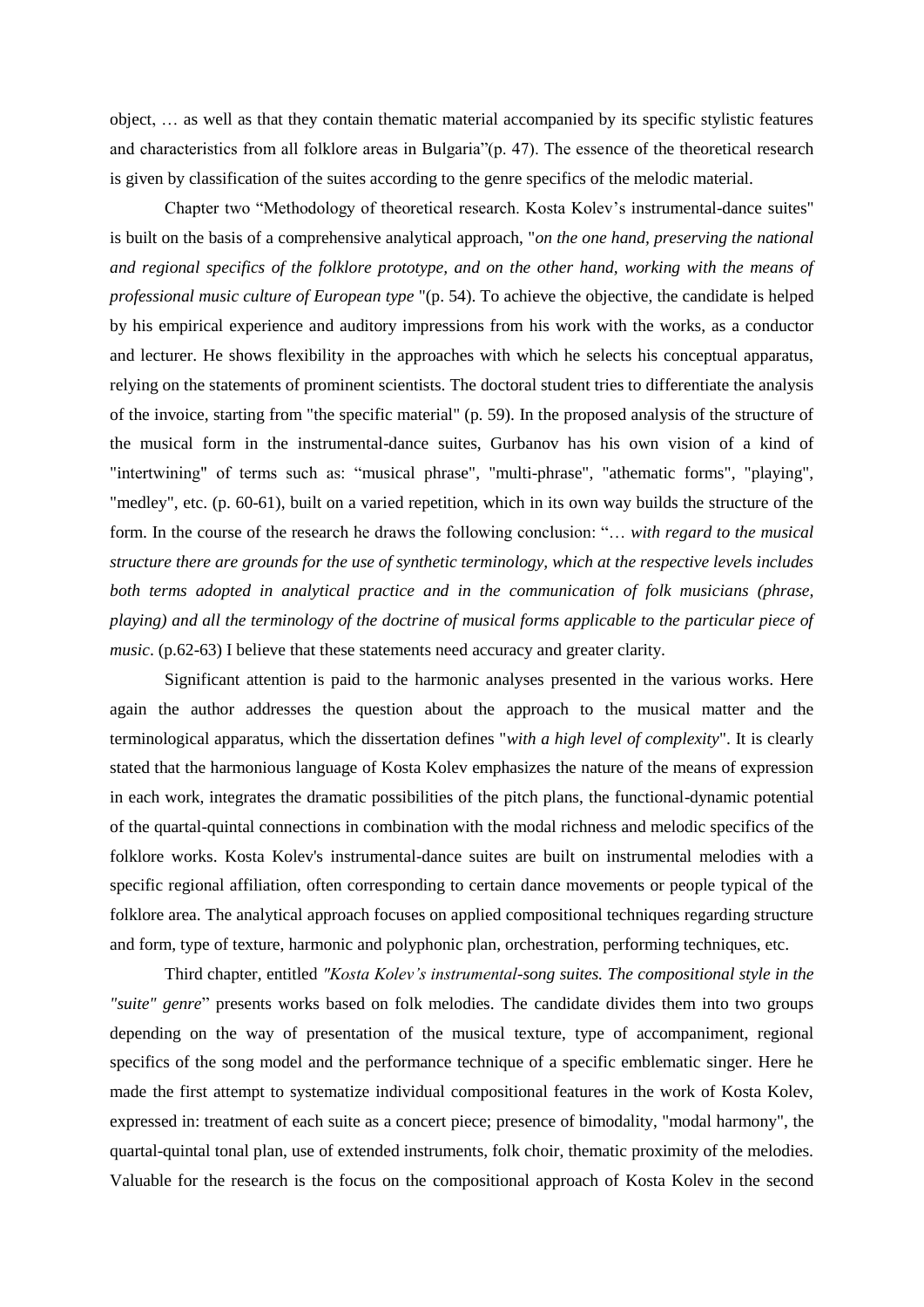object, … as well as that they contain thematic material accompanied by its specific stylistic features and characteristics from all folklore areas in Bulgaria"(p. 47). The essence of the theoretical research is given by classification of the suites according to the genre specifics of the melodic material.

Chapter two "Methodology of theoretical research. Kosta Kolev's instrumental-dance suites" is built on the basis of a comprehensive analytical approach, "*on the one hand, preserving the national and regional specifics of the folklore prototype, and on the other hand, working with the means of professional music culture of European type* "(p. 54). To achieve the objective, the candidate is helped by his empirical experience and auditory impressions from his work with the works, as a conductor and lecturer. He shows flexibility in the approaches with which he selects his conceptual apparatus, relying on the statements of prominent scientists. The doctoral student tries to differentiate the analysis of the invoice, starting from "the specific material" (p. 59). In the proposed analysis of the structure of the musical form in the instrumental-dance suites, Gurbanov has his own vision of a kind of "intertwining" of terms such as: "musical phrase", "multi-phrase", "athematic forms", "playing", "medley", etc. (p. 60-61), built on a varied repetition, which in its own way builds the structure of the form. In the course of the research he draws the following conclusion: "… *with regard to the musical structure there are grounds for the use of synthetic terminology, which at the respective levels includes both terms adopted in analytical practice and in the communication of folk musicians (phrase, playing) and all the terminology of the doctrine of musical forms applicable to the particular piece of music*. (p.62-63) I believe that these statements need accuracy and greater clarity.

Significant attention is paid to the harmonic analyses presented in the various works. Here again the author addresses the question about the approach to the musical matter and the terminological apparatus, which the dissertation defines "*with a high level of complexity*". It is clearly stated that the harmonious language of Kosta Kolev emphasizes the nature of the means of expression in each work, integrates the dramatic possibilities of the pitch plans, the functional-dynamic potential of the quartal-quintal connections in combination with the modal richness and melodic specifics of the folklore works. Kosta Kolev's instrumental-dance suites are built on instrumental melodies with a specific regional affiliation, often corresponding to certain dance movements or people typical of the folklore area. The analytical approach focuses on applied compositional techniques regarding structure and form, type of texture, harmonic and polyphonic plan, orchestration, performing techniques, etc.

Third chapter, entitled *"Kosta Kolev's instrumental-song suites. The compositional style in the "suite" genre*" presents works based on folk melodies. The candidate divides them into two groups depending on the way of presentation of the musical texture, type of accompaniment, regional specifics of the song model and the performance technique of a specific emblematic singer. Here he made the first attempt to systematize individual compositional features in the work of Kosta Kolev, expressed in: treatment of each suite as a concert piece; presence of bimodality, "modal harmony", the quartal-quintal tonal plan, use of extended instruments, folk choir, thematic proximity of the melodies. Valuable for the research is the focus on the compositional approach of Kosta Kolev in the second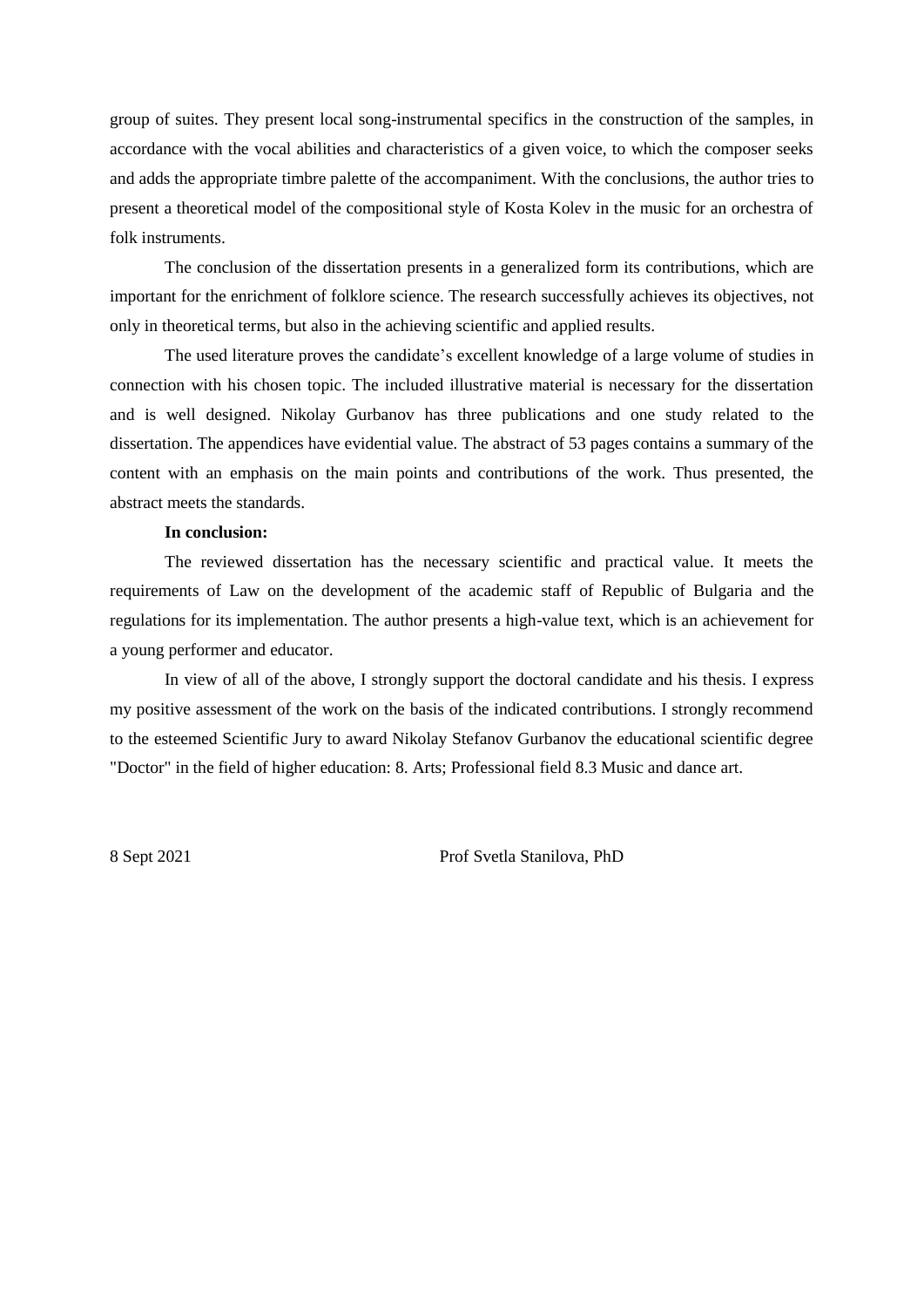group of suites. They present local song-instrumental specifics in the construction of the samples, in accordance with the vocal abilities and characteristics of a given voice, to which the composer seeks and adds the appropriate timbre palette of the accompaniment. With the conclusions, the author tries to present a theoretical model of the compositional style of Kosta Kolev in the music for an orchestra of folk instruments.

The conclusion of the dissertation presents in a generalized form its contributions, which are important for the enrichment of folklore science. The research successfully achieves its objectives, not only in theoretical terms, but also in the achieving scientific and applied results.

The used literature proves the candidate's excellent knowledge of a large volume of studies in connection with his chosen topic. The included illustrative material is necessary for the dissertation and is well designed. Nikolay Gurbanov has three publications and one study related to the dissertation. The appendices have evidential value. The abstract of 53 pages contains a summary of the content with an emphasis on the main points and contributions of the work. Thus presented, the abstract meets the standards.

**In conclusion:**

The reviewed dissertation has the necessary scientific and practical value. It meets the requirements of Law on the development of the academic staff of Republic of Bulgaria and the regulations for its implementation. The author presents a high-value text, which is an achievement for a young performer and educator.

In view of all of the above, I strongly support the doctoral candidate and his thesis. I express my positive assessment of the work on the basis of the indicated contributions. I strongly recommend to the esteemed Scientific Jury to award Nikolay Stefanov Gurbanov the educational scientific degree "Doctor" in the field of higher education: 8. Arts; Professional field 8.3 Music and dance art.

8 Sept 2021 Prof Svetla Stanilova, PhD